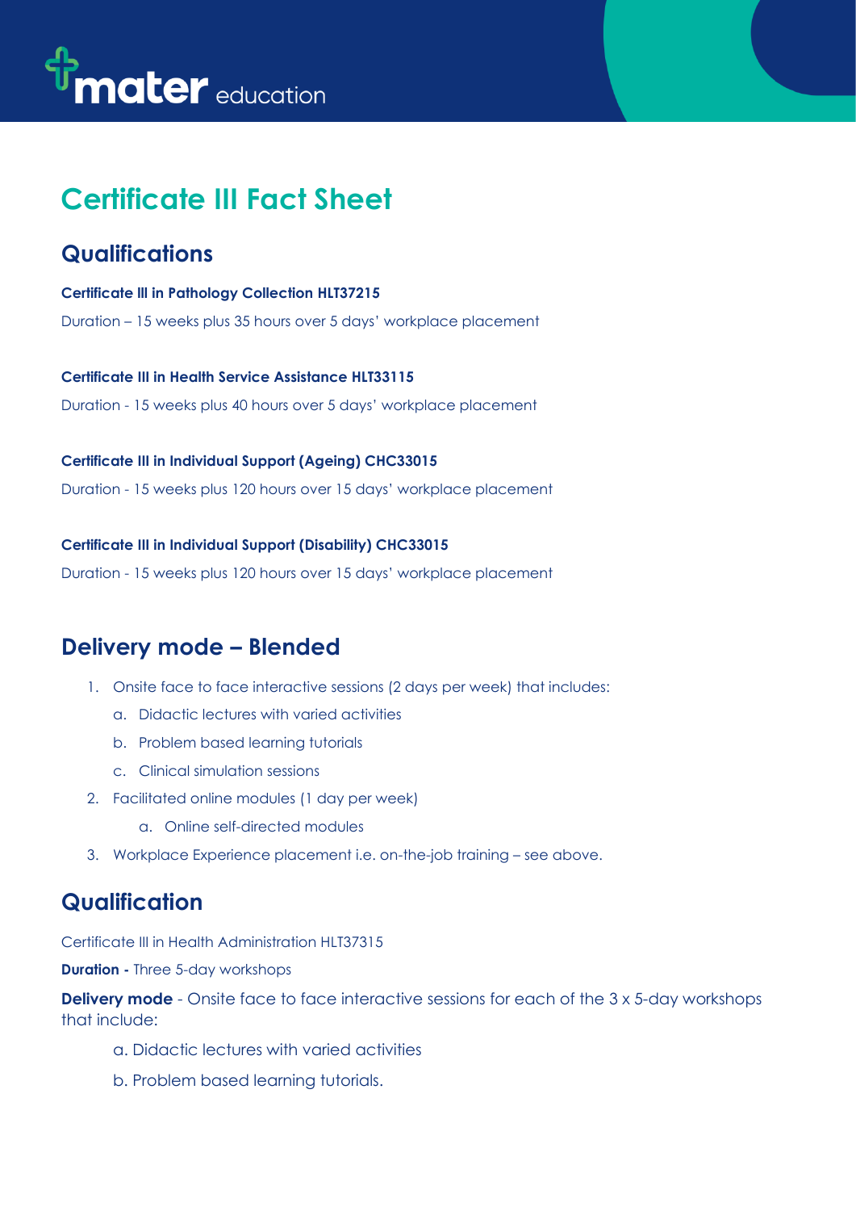mater education

# Certificate III Fact Sheet

## Qualifications

**Certificate III in Pathology Collection HLT37215**

Duration – 15 weeks plus 35 hours over 5 days' workplace placement

**Certificate III in Health Service Assistance HLT33115**

Duration - 15 weeks plus 40 hours over 5 days' workplace placement

**Certificate III in Individual Support (Ageing) CHC33015**

Duration - 15 weeks plus 120 hours over 15 days' workplace placement

**Certificate III in Individual Support (Disability) CHC33015**

Duration - 15 weeks plus 120 hours over 15 days' workplace placement

## Delivery mode – Blended

1. Onsite face to face interactive sessions (2 days per week) that includes:
   a. Didactic lectures with varied activities
   b. Problem based learning tutorials
   c. Clinical simulation sessions
2. Facilitated online modules (1 day per week)
   a. Online self-directed modules
3. Workplace Experience placement i.e. on-the-job training – see above.

## Qualification

Certificate III in Health Administration HLT37315

**Duration -** Three 5-day workshops

**Delivery mode** - Onsite face to face interactive sessions for each of the 3 x 5-day workshops that include:

a. Didactic lectures with varied activities

b. Problem based learning tutorials.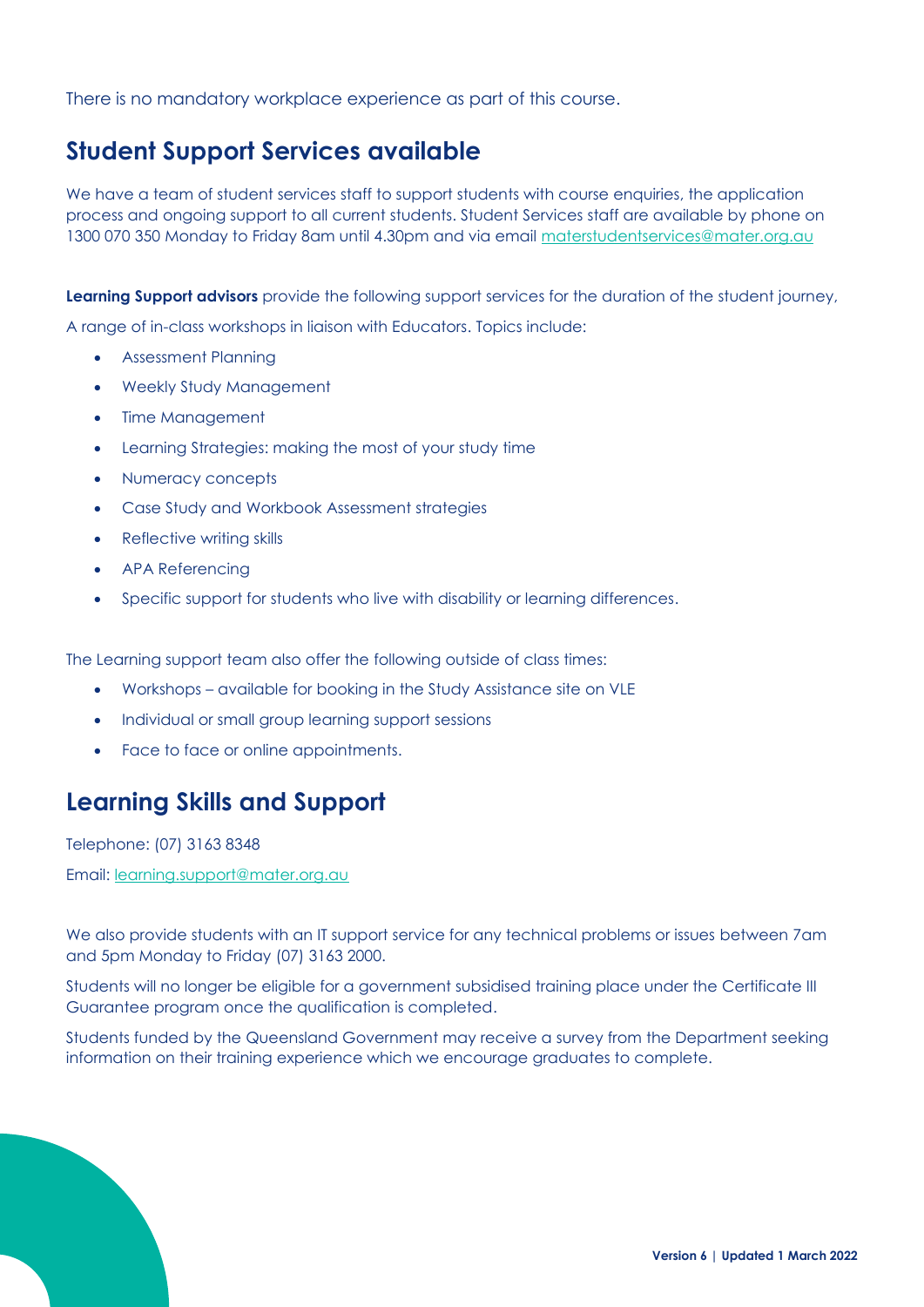There is no mandatory workplace experience as part of this course.

## Student Support Services available

We have a team of student services staff to support students with course enquiries, the application process and ongoing support to all current students. Student Services staff are available by phone on 1300 070 350 Monday to Friday 8am until 4.30pm and via email materstudentservices@mater.org.au

**Learning Support advisors** provide the following support services for the duration of the student journey,

A range of in-class workshops in liaison with Educators. Topics include:

- Assessment Planning
- Weekly Study Management
- Time Management
- Learning Strategies: making the most of your study time
- Numeracy concepts
- Case Study and Workbook Assessment strategies
- Reflective writing skills
- APA Referencing
- Specific support for students who live with disability or learning differences.

The Learning support team also offer the following outside of class times:

- Workshops – available for booking in the Study Assistance site on VLE
- Individual or small group learning support sessions
- Face to face or online appointments.

## Learning Skills and Support

Telephone: (07) 3163 8348

Email: learning.support@mater.org.au

We also provide students with an IT support service for any technical problems or issues between 7am and 5pm Monday to Friday (07) 3163 2000.

Students will no longer be eligible for a government subsidised training place under the Certificate III Guarantee program once the qualification is completed.

Students funded by the Queensland Government may receive a survey from the Department seeking information on their training experience which we encourage graduates to complete.